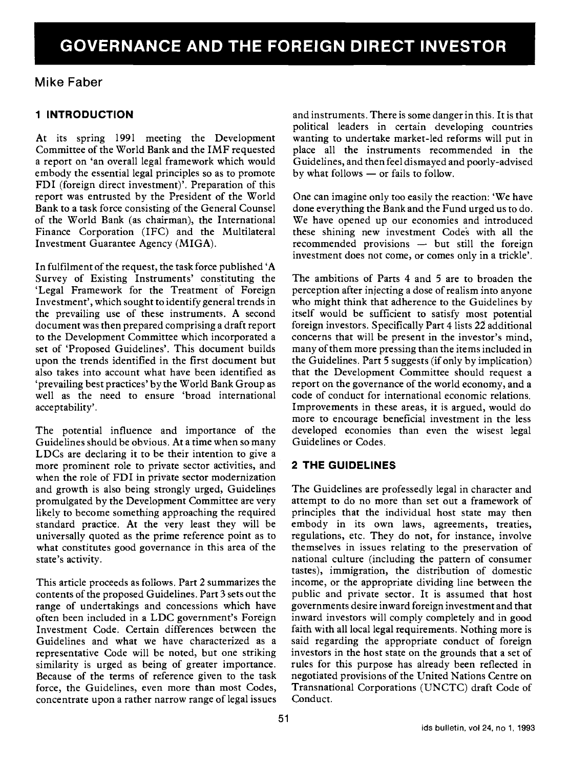# GOVERNANCE AND THE FOREIGN DIRECT INVESTOR

Mike Faber

## 1 INTRODUCTION

At its spring 1991 meeting the Development Committee of the World Bank and the IMF requested a report on 'an overall legal framework which would embody the essential legal principles so as to promote FDI (foreign direct investment)'. Preparation of this report was entrusted by the President of the World Bank to a task force consisting of the General Counsel of the World Bank (as chairman), the International Finance Corporation (IFC) and the Multilateral Investment Guarantee Agency (MIGA).

In fulfilment of the request, the task force published 'A Survey of Existing Instruments' constituting the 'Legal Framework for the Treatment of Foreign Investment', which sought to identify general trends in the prevailing use of these instruments. A second document was then prepared comprising a draft report to the Development Committee which incorporated a set of 'Proposed Guidelines'. This document builds upon the trends identified in the first document but also takes into account what have been identified as 'prevailing best practices' by the World Bank Group as well as the need to ensure 'broad international acceptability'.

The potential influence and importance of the Guidelines should be obvious. At a time when so many LDCs are declaring it to be their intention to give a more prominent role to private sector activities, and when the role of FDI in private sector modernization and growth is also being strongly urged, Guidelines promulgated by the Development Committee are very likely to become something approaching the required standard practice. At the very least they will be universally quoted as the prime reference point as to what constitutes good governance in this area of the state's activity.

This article proceeds as follows. Part 2 summarizes the contents of the proposed Guidelines. Part 3 sets out the range of undertakings and concessions which have often been included in a LDC government's Foreign Investment Code. Certain differences between the Guidelines and what we have characterized as a representative Code will be noted, but one striking similarity is urged as being of greater importance. Because of the terms of reference given to the task force, the Guidelines, even more than most Codes, concentrate upon a rather narrow range of legal issues and instruments. There is some danger in this. It is that political leaders in certain developing countries wanting to undertake market-led reforms will put in place all the instruments recommended in the Guidelines, and then feel dismayed and poorly-advised by what follows — or fails to follow.

One can imagine only too easily the reaction: 'We have done everything the Bank and the Fund urged us to do. We have opened up our economies and introduced these shining new investment Codes with all the recommended provisions — but still the foreign investment does not come, or comes only in a trickle'.

The ambitions of Parts 4 and 5 are to broaden the perception after injecting a dose of realism into anyone who might think that adherence to the Guidelines by itself would be sufficient to satisfy most potential foreign investors. Specifically Part 4 lists 22 additional concerns that will be present in the investor's mind, many of them more pressing than the items included in the Guidelines. Part 5 suggests (if only by implication) that the Development Committee should request a report on the governance of the world economy, and a code of conduct for international economic relations. Improvements in these areas, it is argued, would do more to encourage beneficial investment in the less developed economies than even the wisest legal Guidelines or Codes.

## 2 THE GUIDELINES

The Guidelines are professedly legal in character and attempt to do no more than set out a framework of principles that the individual host state may then embody in its own laws, agreements, treaties, regulations, etc. They do not, for instance, involve themselves in issues relating to the preservation of national culture (including the pattern of consumer tastes), immigration, the distribution of domestic income, or the appropriate dividing line between the public and private sector. It is assumed that host governments desire inward foreign investment and that inward investors will comply completely and in good faith with all local legal requirements. Nothing more is said regarding the appropriate conduct of foreign investors in the host state on the grounds that a set of rules for this purpose has already been reflected in negotiated provisions of the United Nations Centre on Transnational Corporations (UNCTC) draft Code of Conduct.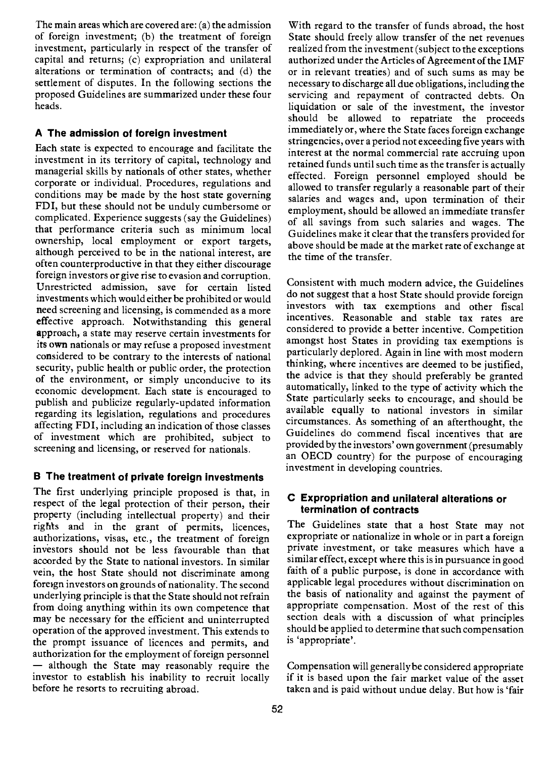The main areas which are covered are: (a) the admission of foreign investment; (b) the treatment of foreign investment, particularly in respect of the transfer of capital and returns; (c) expropriation and unilateral alterations or termination of contracts; and (d) the settlement of disputes. In the following sections the proposed Guidelines are summarized under these four heads.

### A The admission of foreign investment

Each state is expected to encourage and facilitate the investment in its territory of capital, technology and managerial skills by nationals of other states, whether corporate or individual. Procedures, regulations and conditions may be made by the host state governing FDI, but these should not be unduly cumbersome or complicated. Experience suggests (say the Guidelines) that performance criteria such as minimum local ownership, local employment or export targets, although perceived to be in the national interest, are often counterproductive in that they either discourage foreign investors or give rise to evasion and corruption. Unrestricted admission, save for certain listed investments which would either be prohibited or would need screening and licensing, is commended as a more effective approach. Notwithstanding this general approach, a state may reserve certain investments for its own nationals or may refuse a proposed investment considered to be contrary to the interests of national security, public health or public order, the protection of the environment, or simply unconducive to its economic development. Each state is encouraged to publish and publicize regularly-updated information regarding its legislation, regulations and procedures affecting FDI, including an indication of those classes of investment which are prohibited, subject to screening and licensing, or reserved for nationals.

### B The treatment of private foreign investments

The first underlying principle proposed is that, in respect of the legal protection of their person, their property (including intellectual property) and their rights and in the grant of permits, licences, authorizations, visas, etc., the treatment of foreign investors should not be less favourable than that accorded by the State to national investors. In similar vein, the host State should not discriminate among foreign investors on grounds of nationality. The second underlying principle is that the State should not refrain from doing anything within its own competence that may be necessary for the efficient and uninterrupted operation of the approved investment. This extends to the prompt issuance of licences and permits, and authorization for the employment of foreign personnel — although the State may reasonably require the investor to establish his inability to recruit locally before he resorts to recruiting abroad.

With regard to the transfer of funds abroad, the host State should freely allow transfer of the net revenues realized from the investment (subject to the exceptions authorized under the Articles of Agreement of the IMF or in relevant treaties) and of such sums as may be necessary to discharge all due obligations, including the servicing and repayment of contracted debts. On liquidation or sale of the investment, the investor should be allowed to repatriate the proceeds immediately or, where the State faces foreign exchange stringencies, over a period not exceeding five years with interest at the normal commercial rate accruing upon retained funds until such time as the transfer is actually effected. Foreign personnel employed should be allowed to transfer regularly a reasonable part of their salaries and wages and, upon termination of their employment, should be allowed an immediate transfer of all savings from such salaries and wages. The Guidelines make it clear that the transfers provided for above should be made at the market rate of exchange at the time of the transfer.

Consistent with much modern advice, the Guidelines do not suggest that a host State should provide foreign investors with tax exemptions and other fiscal incentives. Reasonable and stable tax rates are considered to provide a better incentive. Competition amongst host States in providing tax exemptions is particularly deplored. Again in line with most modern thinking, where incentives are deemed to be justified, the advice is that they should preferably be granted automatically, linked to the type of activity which the State particularly seeks to encourage, and should be available equally to national investors in similar circumstances. As something of an afterthought, the Guidelines do commend fiscal incentives that are provided by the investors' own government (presumably an OECD country) for the purpose of encouraging investment in developing countries.

### C Expropriation and unilateral alterations or termination of contracts

The Guidelines state that a host State may not expropriate or nationalize in whole or in part a foreign private investment, or take measures which have a similar effect, except where this is in pursuance in good faith of a public purpose, is done in accordance with applicable legal procedures without discrimination on the basis of nationality and against the payment of appropriate compensation. Most of the rest of this section deals with a discussion of what principles should be applied to determine that such compensation is 'appropriate'.

Compensation will generally be considered appropriate if it is based upon the fair market value of the asset taken and is paid without undue delay. But how is 'fair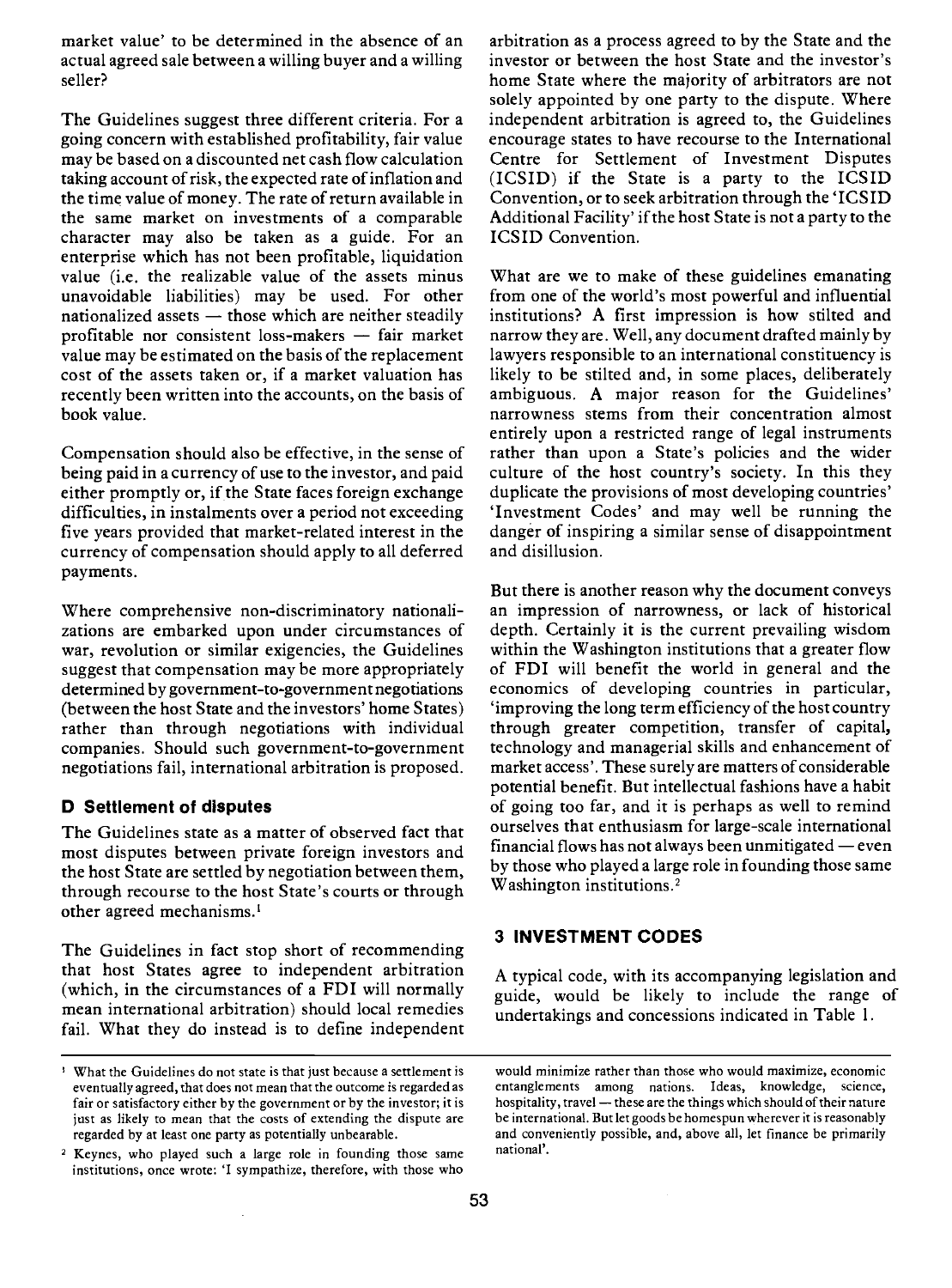market value' to be determined in the absence of an actual agreed sale between a willing buyer and a willing seller?

The Guidelines suggest three different criteria. For a going concern with established profitability, fair value may be based on a discounted net cash flow calculation taking account of risk, the expected rate of inflation and the time value of money. The rate of return available in the same market on investments of a comparable character may also be taken as a guide. For an enterprise which has not been profitable, liquidation value (i.e. the realizable value of the assets minus unavoidable liabilities) may be used. For other nationalized assets — those which are neither steadily profitable nor consistent loss-makers — fair market value may be estimated on the basis of the replacement cost of the assets taken or, if a market valuation has recently been written into the accounts, on the basis of book value.

Compensation should also be effective, in the sense of being paid in a currency of use to the investor, and paid either promptly or, if the State faces foreign exchange difficulties, in instalments over a period not exceeding five years provided that market-related interest in the currency of compensation should apply to all deferred payments.

Where comprehensive non-discriminatory nationalizations are embarked upon under circumstances of war, revolution or similar exigencies, the Guidelines suggest that compensation may be more appropriately determined by government-to-government negotiations (between the host State and the investors' home States) rather than through negotiations with individual companies. Should such government-to-government negotiations fail, international arbitration is proposed.

### D Settlement of disputes

The Guidelines state as a matter of observed fact that most disputes between private foreign investors and the host State are settled by negotiation between them, through recourse to the host State's courts or through other agreed mechanisms.[1]

The Guidelines in fact stop short of recommending that host States agree to independent arbitration (which, in the circumstances of a FDI will normally mean international arbitration) should local remedies fail. What they do instead is to define independent arbitration as a process agreed to by the State and the investor or between the host State and the investor's home State where the majority of arbitrators are not solely appointed by one party to the dispute. Where independent arbitration is agreed to, the Guidelines encourage states to have recourse to the International Centre for Settlement of Investment Disputes (ICSID) if the State is a party to the ICSID Convention, or to seek arbitration through the 'ICSID Additional Facility' if the host State is not a party to the ICSID Convention.

What are we to make of these guidelines emanating from one of the world's most powerful and influential institutions? A first impression is how stilted and narrow they are. Well, any document drafted mainly by lawyers responsible to an international constituency is likely to be stilted and, in some places, deliberately ambiguous. A major reason for the Guidelines' narrowness stems from their concentration almost entirely upon a restricted range of legal instruments rather than upon a State's policies and the wider culture of the host country's society. In this they duplicate the provisions of most developing countries' 'Investment Codes' and may well be running the danger of inspiring a similar sense of disappointment and disillusion.

But there is another reason why the document conveys an impression of narrowness, or lack of historical depth. Certainly it is the current prevailing wisdom within the Washington institutions that a greater flow of FDI will benefit the world in general and the economics of developing countries in particular, 'improving the long term efficiency of the host country through greater competition, transfer of capital, technology and managerial skills and enhancement of market access'. These surely are matters of considerable potential benefit. But intellectual fashions have a habit of going too far, and it is perhaps as well to remind ourselves that enthusiasm for large-scale international financial flows has not always been unmitigated — even by those who played a large role in founding those same Washington institutions.[2]

## 3 INVESTMENT CODES

A typical code, with its accompanying legislation and guide, would be likely to include the range of undertakings and concessions indicated in Table 1.

---

[1] What the Guidelines do not state is that just because a settlement is eventually agreed, that does not mean that the outcome is regarded as fair or satisfactory either by the government or by the investor; it is just as likely to mean that the costs of extending the dispute are regarded by at least one party as potentially unbearable.

[2] Keynes, who played such a large role in founding those same institutions, once wrote: 'I sympathize, therefore, with those who would minimize rather than those who would maximize, economic entanglements among nations. Ideas, knowledge, science, hospitality, travel — these are the things which should of their nature be international. But let goods be homespun wherever it is reasonably and conveniently possible, and, above all, let finance be primarily national'.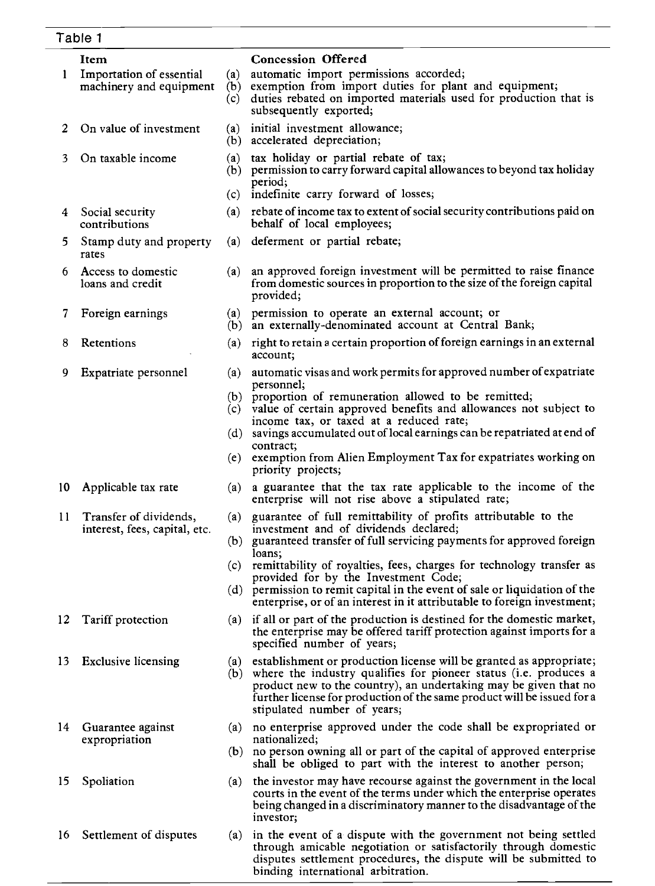Table 1

| | Item | | Concession Offered |
|---|---|---|---|
| 1 | Importation of essential machinery and equipment | (a) | automatic import permissions accorded; |
| | | (b) | exemption from import duties for plant and equipment; |
| | | (c) | duties rebated on imported materials used for production that is subsequently exported; |
| 2 | On value of investment | (a) | initial investment allowance; |
| | | (b) | accelerated depreciation; |
| 3 | On taxable income | (a) | tax holiday or partial rebate of tax; |
| | | (b) | permission to carry forward capital allowances to beyond tax holiday period; |
| | | (c) | indefinite carry forward of losses; |
| 4 | Social security contributions | (a) | rebate of income tax to extent of social security contributions paid on behalf of local employees; |
| 5 | Stamp duty and property rates | (a) | deferment or partial rebate; |
| 6 | Access to domestic loans and credit | (a) | an approved foreign investment will be permitted to raise finance from domestic sources in proportion to the size of the foreign capital provided; |
| 7 | Foreign earnings | (a) | permission to operate an external account; or |
| | | (b) | an externally-denominated account at Central Bank; |
| 8 | Retentions | (a) | right to retain a certain proportion of foreign earnings in an external account; |
| 9 | Expatriate personnel | (a) | automatic visas and work permits for approved number of expatriate personnel; |
| | | (b) | proportion of remuneration allowed to be remitted; |
| | | (c) | value of certain approved benefits and allowances not subject to income tax, or taxed at a reduced rate; |
| | | (d) | savings accumulated out of local earnings can be repatriated at end of contract; |
| | | (e) | exemption from Alien Employment Tax for expatriates working on priority projects; |
| 10 | Applicable tax rate | (a) | a guarantee that the tax rate applicable to the income of the enterprise will not rise above a stipulated rate; |
| 11 | Transfer of dividends, interest, fees, capital, etc. | (a) | guarantee of full remittability of profits attributable to the investment and of dividends declared; |
| | | (b) | guaranteed transfer of full servicing payments for approved foreign loans; |
| | | (c) | remittability of royalties, fees, charges for technology transfer as provided for by the Investment Code; |
| | | (d) | permission to remit capital in the event of sale or liquidation of the enterprise, or of an interest in it attributable to foreign investment; |
| 12 | Tariff protection | (a) | if all or part of the production is destined for the domestic market, the enterprise may be offered tariff protection against imports for a specified number of years; |
| 13 | Exclusive licensing | (a) | establishment or production license will be granted as appropriate; |
| | | (b) | where the industry qualifies for pioneer status (i.e. produces a product new to the country), an undertaking may be given that no further license for production of the same product will be issued for a stipulated number of years; |
| 14 | Guarantee against expropriation | (a) | no enterprise approved under the code shall be expropriated or nationalized; |
| | | (b) | no person owning all or part of the capital of approved enterprise shall be obliged to part with the interest to another person; |
| 15 | Spoliation | (a) | the investor may have recourse against the government in the local courts in the event of the terms under which the enterprise operates being changed in a discriminatory manner to the disadvantage of the investor; |
| 16 | Settlement of disputes | (a) | in the event of a dispute with the government not being settled through amicable negotiation or satisfactorily through domestic disputes settlement procedures, the dispute will be submitted to binding international arbitration. |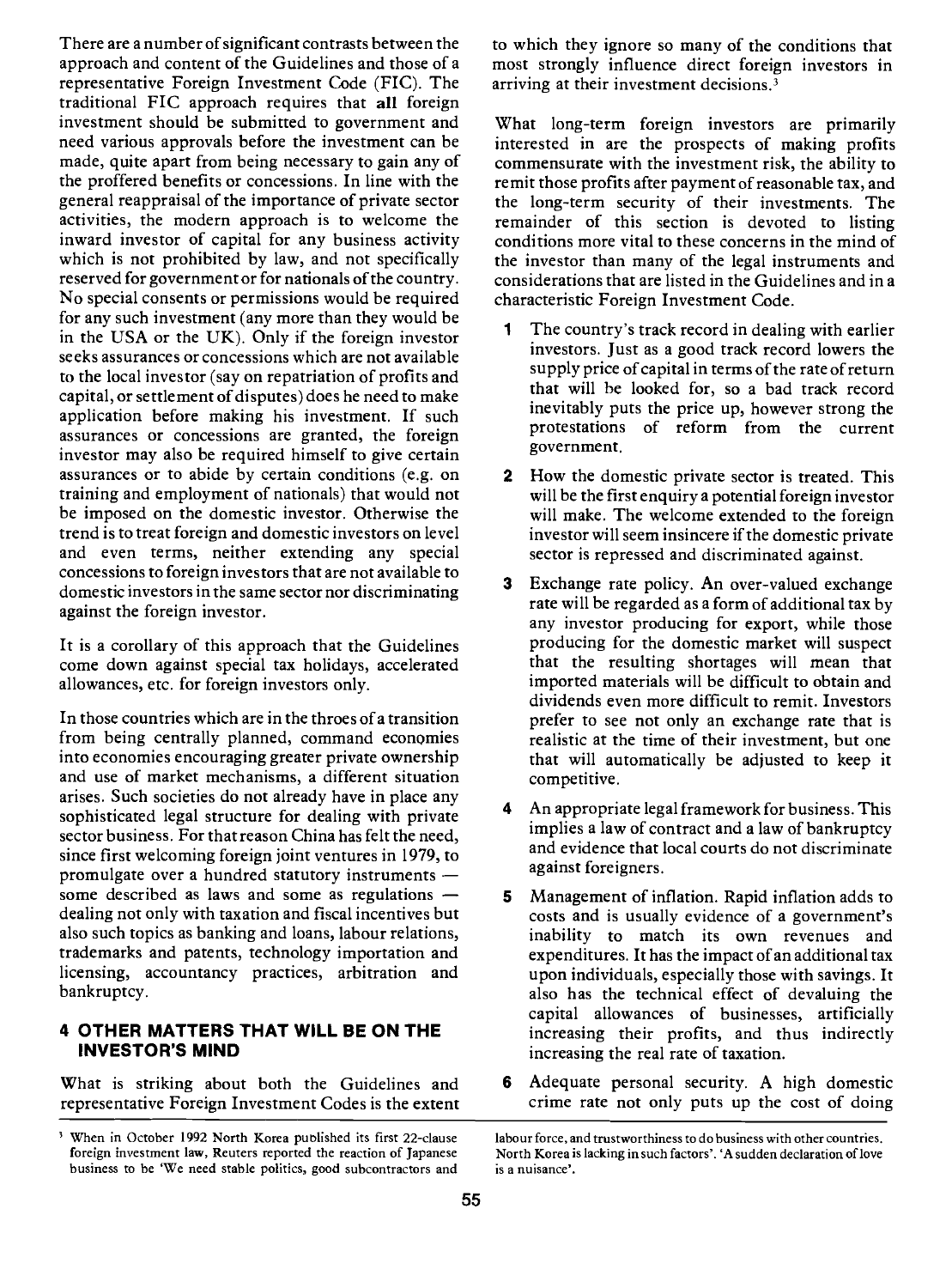There are a number of significant contrasts between the approach and content of the Guidelines and those of a representative Foreign Investment Code (FIC). The traditional FIC approach requires that **all** foreign investment should be submitted to government and need various approvals before the investment can be made, quite apart from being necessary to gain any of the proffered benefits or concessions. In line with the general reappraisal of the importance of private sector activities, the modern approach is to welcome the inward investor of capital for any business activity which is not prohibited by law, and not specifically reserved for government or for nationals of the country. No special consents or permissions would be required for any such investment (any more than they would be in the USA or the UK). Only if the foreign investor seeks assurances or concessions which are not available to the local investor (say on repatriation of profits and capital, or settlement of disputes) does he need to make application before making his investment. If such assurances or concessions are granted, the foreign investor may also be required himself to give certain assurances or to abide by certain conditions (e.g. on training and employment of nationals) that would not be imposed on the domestic investor. Otherwise the trend is to treat foreign and domestic investors on level and even terms, neither extending any special concessions to foreign investors that are not available to domestic investors in the same sector nor discriminating against the foreign investor.

It is a corollary of this approach that the Guidelines come down against special tax holidays, accelerated allowances, etc. for foreign investors only.

In those countries which are in the throes of a transition from being centrally planned, command economies into economies encouraging greater private ownership and use of market mechanisms, a different situation arises. Such societies do not already have in place any sophisticated legal structure for dealing with private sector business. For that reason China has felt the need, since first welcoming foreign joint ventures in 1979, to promulgate over a hundred statutory instruments — some described as laws and some as regulations — dealing not only with taxation and fiscal incentives but also such topics as banking and loans, labour relations, trademarks and patents, technology importation and licensing, accountancy practices, arbitration and bankruptcy.

## 4 OTHER MATTERS THAT WILL BE ON THE INVESTOR'S MIND

What is striking about both the Guidelines and representative Foreign Investment Codes is the extent to which they ignore so many of the conditions that most strongly influence direct foreign investors in arriving at their investment decisions.[3]

What long-term foreign investors are primarily interested in are the prospects of making profits commensurate with the investment risk, the ability to remit those profits after payment of reasonable tax, and the long-term security of their investments. The remainder of this section is devoted to listing conditions more vital to these concerns in the mind of the investor than many of the legal instruments and considerations that are listed in the Guidelines and in a characteristic Foreign Investment Code.

1. The country's track record in dealing with earlier investors. Just as a good track record lowers the supply price of capital in terms of the rate of return that will be looked for, so a bad track record inevitably puts the price up, however strong the protestations of reform from the current government.
2. How the domestic private sector is treated. This will be the first enquiry a potential foreign investor will make. The welcome extended to the foreign investor will seem insincere if the domestic private sector is repressed and discriminated against.
3. Exchange rate policy. An over-valued exchange rate will be regarded as a form of additional tax by any investor producing for export, while those producing for the domestic market will suspect that the resulting shortages will mean that imported materials will be difficult to obtain and dividends even more difficult to remit. Investors prefer to see not only an exchange rate that is realistic at the time of their investment, but one that will automatically be adjusted to keep it competitive.
4. An appropriate legal framework for business. This implies a law of contract and a law of bankruptcy and evidence that local courts do not discriminate against foreigners.
5. Management of inflation. Rapid inflation adds to costs and is usually evidence of a government's inability to match its own revenues and expenditures. It has the impact of an additional tax upon individuals, especially those with savings. It also has the technical effect of devaluing the capital allowances of businesses, artificially increasing their profits, and thus indirectly increasing the real rate of taxation.
6. Adequate personal security. A high domestic crime rate not only puts up the cost of doing

[3] When in October 1992 North Korea published its first 22-clause foreign investment law, Reuters reported the reaction of Japanese business to be 'We need stable politics, good subcontractors and labour force, and trustworthiness to do business with other countries. North Korea is lacking in such factors'. 'A sudden declaration of love is a nuisance'.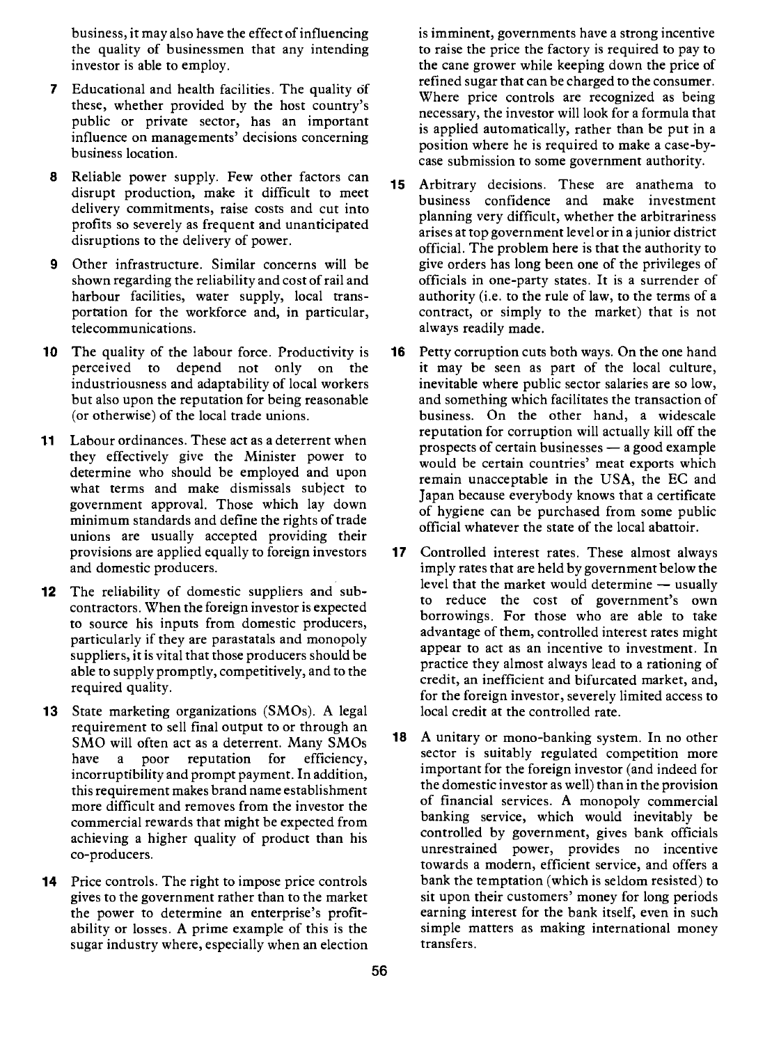business, it may also have the effect of influencing the quality of businessmen that any intending investor is able to employ.

7 Educational and health facilities. The quality of these, whether provided by the host country's public or private sector, has an important influence on managements' decisions concerning business location.

8 Reliable power supply. Few other factors can disrupt production, make it difficult to meet delivery commitments, raise costs and cut into profits so severely as frequent and unanticipated disruptions to the delivery of power.

9 Other infrastructure. Similar concerns will be shown regarding the reliability and cost of rail and harbour facilities, water supply, local transportation for the workforce and, in particular, telecommunications.

10 The quality of the labour force. Productivity is perceived to depend not only on the industriousness and adaptability of local workers but also upon the reputation for being reasonable (or otherwise) of the local trade unions.

11 Labour ordinances. These act as a deterrent when they effectively give the Minister power to determine who should be employed and upon what terms and make dismissals subject to government approval. Those which lay down minimum standards and define the rights of trade unions are usually accepted providing their provisions are applied equally to foreign investors and domestic producers.

12 The reliability of domestic suppliers and subcontractors. When the foreign investor is expected to source his inputs from domestic producers, particularly if they are parastatals and monopoly suppliers, it is vital that those producers should be able to supply promptly, competitively, and to the required quality.

13 State marketing organizations (SMOs). A legal requirement to sell final output to or through an SMO will often act as a deterrent. Many SMOs have a poor reputation for efficiency, incorruptibility and prompt payment. In addition, this requirement makes brand name establishment more difficult and removes from the investor the commercial rewards that might be expected from achieving a higher quality of product than his co-producers.

14 Price controls. The right to impose price controls gives to the government rather than to the market the power to determine an enterprise's profitability or losses. A prime example of this is the sugar industry where, especially when an election is imminent, governments have a strong incentive to raise the price the factory is required to pay to the cane grower while keeping down the price of refined sugar that can be charged to the consumer. Where price controls are recognized as being necessary, the investor will look for a formula that is applied automatically, rather than be put in a position where he is required to make a case-by-case submission to some government authority.

15 Arbitrary decisions. These are anathema to business confidence and make investment planning very difficult, whether the arbitrariness arises at top government level or in a junior district official. The problem here is that the authority to give orders has long been one of the privileges of officials in one-party states. It is a surrender of authority (i.e. to the rule of law, to the terms of a contract, or simply to the market) that is not always readily made.

16 Petty corruption cuts both ways. On the one hand it may be seen as part of the local culture, inevitable where public sector salaries are so low, and something which facilitates the transaction of business. On the other hand, a widescale reputation for corruption will actually kill off the prospects of certain businesses — a good example would be certain countries' meat exports which remain unacceptable in the USA, the EC and Japan because everybody knows that a certificate of hygiene can be purchased from some public official whatever the state of the local abattoir.

17 Controlled interest rates. These almost always imply rates that are held by government below the level that the market would determine — usually to reduce the cost of government's own borrowings. For those who are able to take advantage of them, controlled interest rates might appear to act as an incentive to investment. In practice they almost always lead to a rationing of credit, an inefficient and bifurcated market, and, for the foreign investor, severely limited access to local credit at the controlled rate.

18 A unitary or mono-banking system. In no other sector is suitably regulated competition more important for the foreign investor (and indeed for the domestic investor as well) than in the provision of financial services. A monopoly commercial banking service, which would inevitably be controlled by government, gives bank officials unrestrained power, provides no incentive towards a modern, efficient service, and offers a bank the temptation (which is seldom resisted) to sit upon their customers' money for long periods earning interest for the bank itself, even in such simple matters as making international money transfers.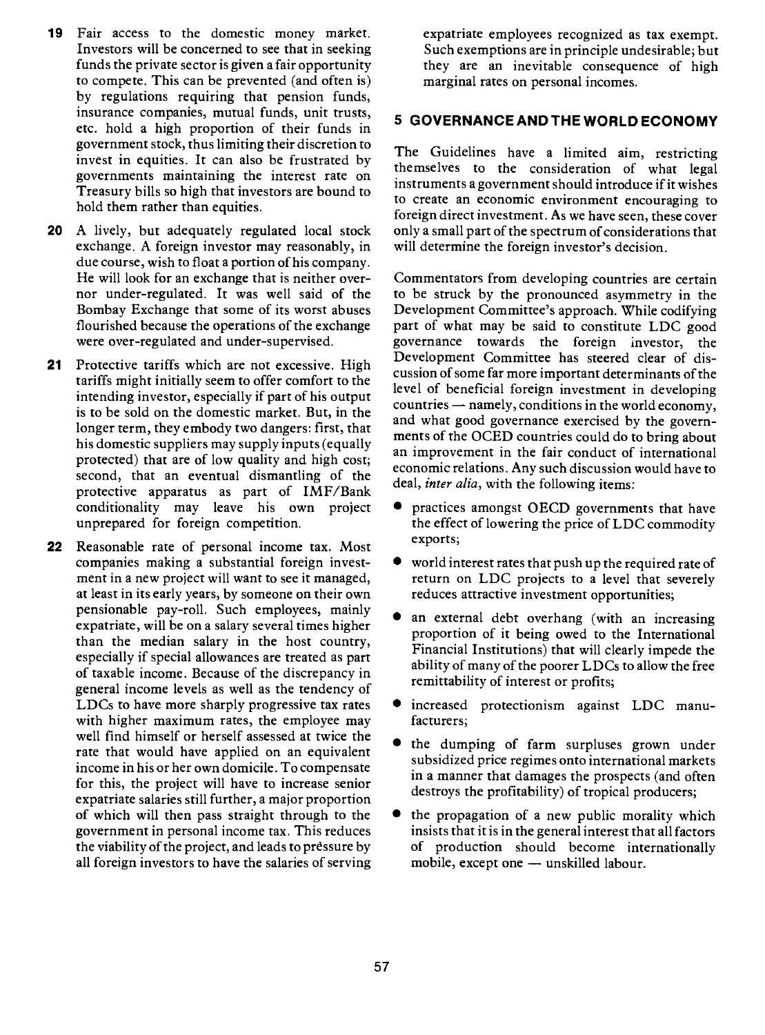**19** Fair access to the domestic money market. Investors will be concerned to see that in seeking funds the private sector is given a fair opportunity to compete. This can be prevented (and often is) by regulations requiring that pension funds, insurance companies, mutual funds, unit trusts, etc. hold a high proportion of their funds in government stock, thus limiting their discretion to invest in equities. It can also be frustrated by governments maintaining the interest rate on Treasury bills so high that investors are bound to hold them rather than equities.

**20** A lively, but adequately regulated local stock exchange. A foreign investor may reasonably, in due course, wish to float a portion of his company. He will look for an exchange that is neither over- nor under-regulated. It was well said of the Bombay Exchange that some of its worst abuses flourished because the operations of the exchange were over-regulated and under-supervised.

**21** Protective tariffs which are not excessive. High tariffs might initially seem to offer comfort to the intending investor, especially if part of his output is to be sold on the domestic market. But, in the longer term, they embody two dangers: first, that his domestic suppliers may supply inputs (equally protected) that are of low quality and high cost; second, that an eventual dismantling of the protective apparatus as part of IMF/Bank conditionality may leave his own project unprepared for foreign competition.

**22** Reasonable rate of personal income tax. Most companies making a substantial foreign investment in a new project will want to see it managed, at least in its early years, by someone on their own pensionable pay-roll. Such employees, mainly expatriate, will be on a salary several times higher than the median salary in the host country, especially if special allowances are treated as part of taxable income. Because of the discrepancy in general income levels as well as the tendency of LDCs to have more sharply progressive tax rates with higher maximum rates, the employee may well find himself or herself assessed at twice the rate that would have applied on an equivalent income in his or her own domicile. To compensate for this, the project will have to increase senior expatriate salaries still further, a major proportion of which will then pass straight through to the government in personal income tax. This reduces the viability of the project, and leads to prêssure by all foreign investors to have the salaries of serving expatriate employees recognized as tax exempt. Such exemptions are in principle undesirable; but they are an inevitable consequence of high marginal rates on personal incomes.

## 5 GOVERNANCE AND THE WORLD ECONOMY

The Guidelines have a limited aim, restricting themselves to the consideration of what legal instruments a government should introduce if it wishes to create an economic environment encouraging to foreign direct investment. As we have seen, these cover only a small part of the spectrum of considerations that will determine the foreign investor's decision.

Commentators from developing countries are certain to be struck by the pronounced asymmetry in the Development Committee's approach. While codifying part of what may be said to constitute LDC good governance towards the foreign investor, the Development Committee has steered clear of discussion of some far more important determinants of the level of beneficial foreign investment in developing countries — namely, conditions in the world economy, and what good governance exercised by the governments of the OCED countries could do to bring about an improvement in the fair conduct of international economic relations. Any such discussion would have to deal, *inter alia*, with the following items:

- practices amongst OECD governments that have the effect of lowering the price of LDC commodity exports;
- world interest rates that push up the required rate of return on LDC projects to a level that severely reduces attractive investment opportunities;
- an external debt overhang (with an increasing proportion of it being owed to the International Financial Institutions) that will clearly impede the ability of many of the poorer LDCs to allow the free remittability of interest or profits;
- increased protectionism against LDC manufacturers;
- the dumping of farm surpluses grown under subsidized price regimes onto international markets in a manner that damages the prospects (and often destroys the profitability) of tropical producers;
- the propagation of a new public morality which insists that it is in the general interest that all factors of production should become internationally mobile, except one — unskilled labour.